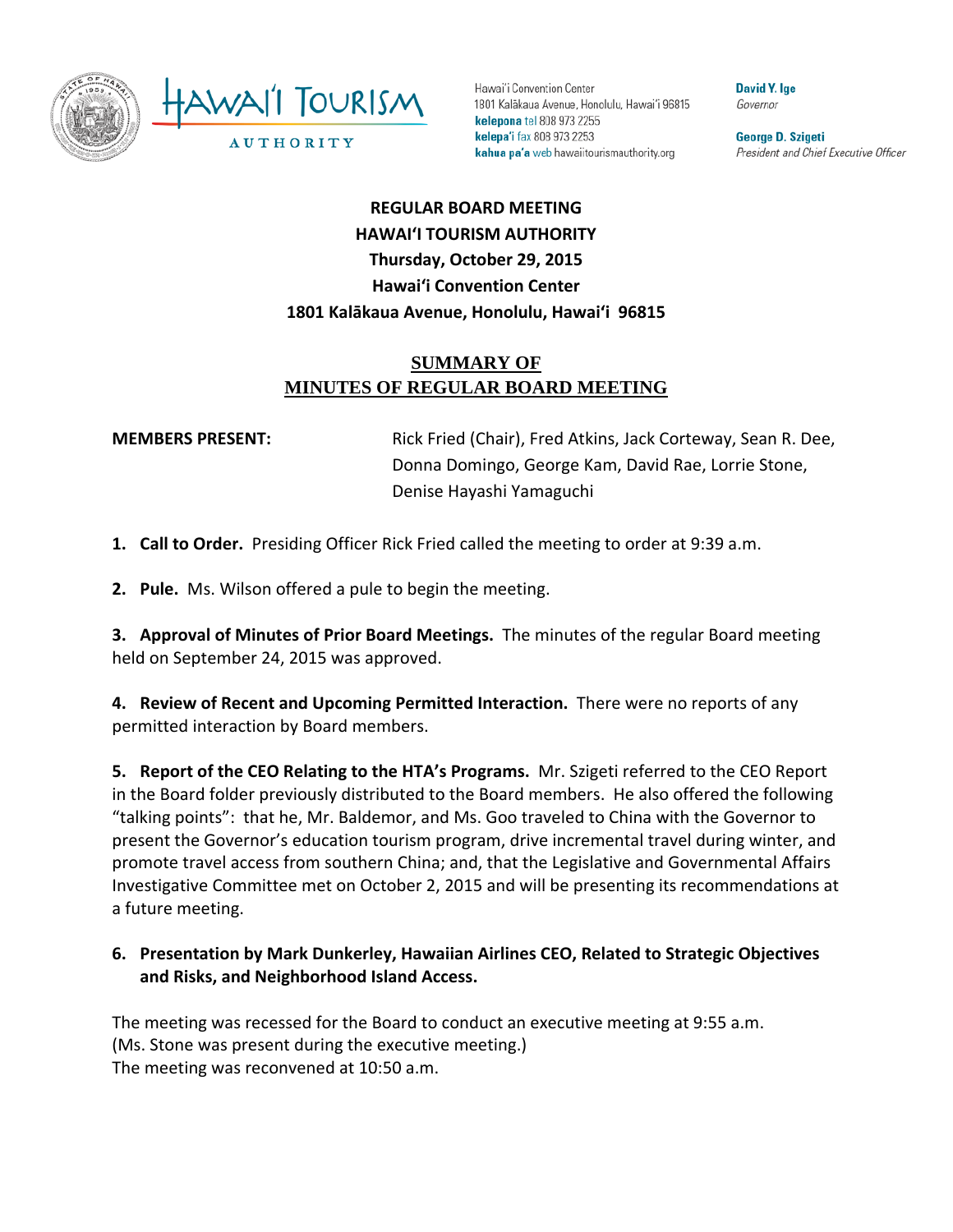Hawaiʻi Convention Center
1801 Kalākaua Avenue, Honolulu, Hawaiʻi 96815
**kelepona** tel 808 973 2255
**kelepaʻi** fax 808 973 2253
**kahua paʻa** web hawaiitourismauthority.org

**David Y. Ige**
*Governor*

**George D. Szigeti**
*President and Chief Executive Officer*

**REGULAR BOARD MEETING**
**HAWAIʻI TOURISM AUTHORITY**
**Thursday, October 29, 2015**
**Hawaiʻi Convention Center**
**1801 Kalākaua Avenue, Honolulu, Hawaiʻi 96815**

## SUMMARY OF MINUTES OF REGULAR BOARD MEETING

**MEMBERS PRESENT:** Rick Fried (Chair), Fred Atkins, Jack Corteway, Sean R. Dee, Donna Domingo, George Kam, David Rae, Lorrie Stone, Denise Hayashi Yamaguchi

1. **Call to Order.** Presiding Officer Rick Fried called the meeting to order at 9:39 a.m.

2. **Pule.** Ms. Wilson offered a pule to begin the meeting.

3. **Approval of Minutes of Prior Board Meetings.** The minutes of the regular Board meeting held on September 24, 2015 was approved.

4. **Review of Recent and Upcoming Permitted Interaction.** There were no reports of any permitted interaction by Board members.

5. **Report of the CEO Relating to the HTA's Programs.** Mr. Szigeti referred to the CEO Report in the Board folder previously distributed to the Board members. He also offered the following "talking points": that he, Mr. Baldemor, and Ms. Goo traveled to China with the Governor to present the Governor's education tourism program, drive incremental travel during winter, and promote travel access from southern China; and, that the Legislative and Governmental Affairs Investigative Committee met on October 2, 2015 and will be presenting its recommendations at a future meeting.

6. **Presentation by Mark Dunkerley, Hawaiian Airlines CEO, Related to Strategic Objectives and Risks, and Neighborhood Island Access.**

The meeting was recessed for the Board to conduct an executive meeting at 9:55 a.m.
(Ms. Stone was present during the executive meeting.)
The meeting was reconvened at 10:50 a.m.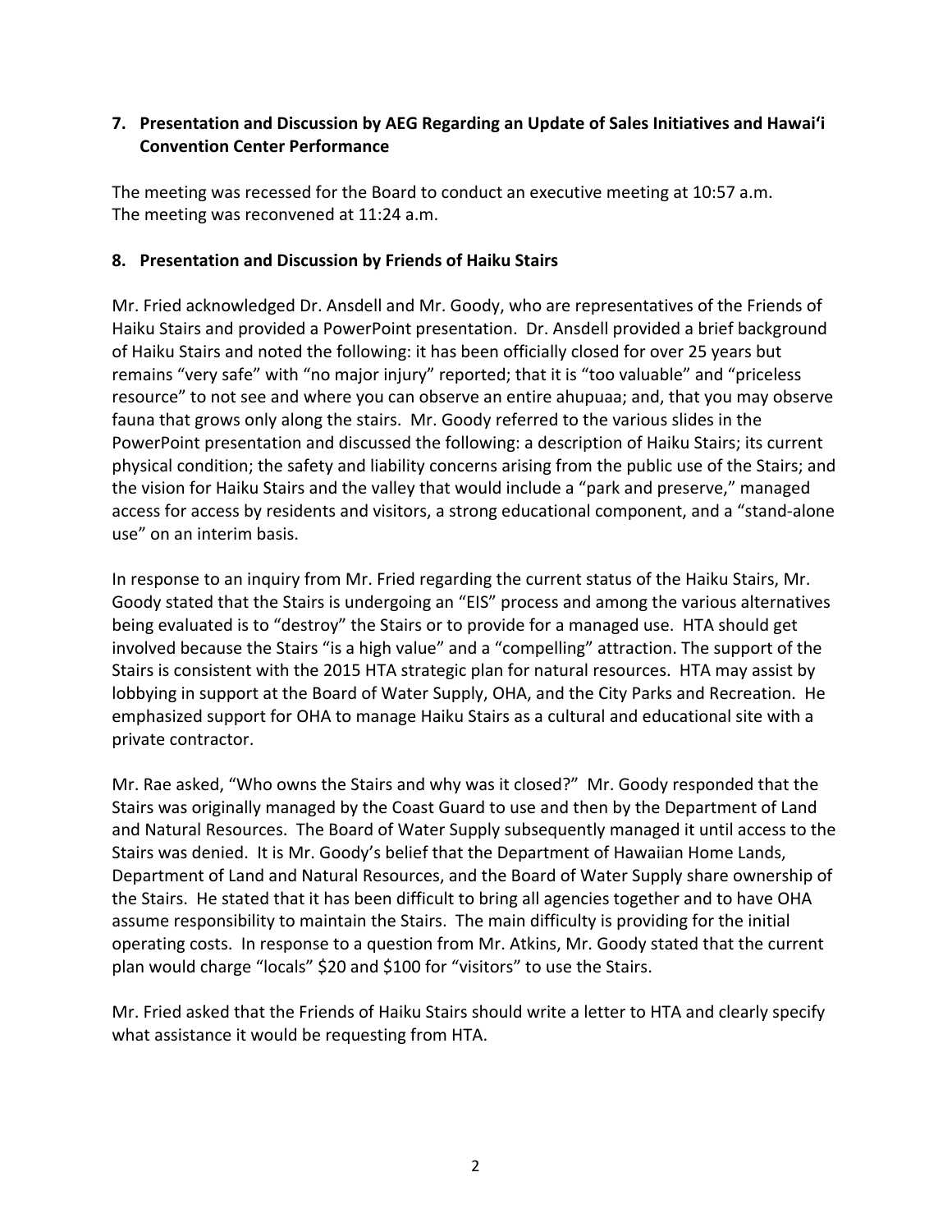## 7. Presentation and Discussion by AEG Regarding an Update of Sales Initiatives and Hawai'i Convention Center Performance

The meeting was recessed for the Board to conduct an executive meeting at 10:57 a.m.
The meeting was reconvened at 11:24 a.m.

## 8. Presentation and Discussion by Friends of Haiku Stairs

Mr. Fried acknowledged Dr. Ansdell and Mr. Goody, who are representatives of the Friends of Haiku Stairs and provided a PowerPoint presentation. Dr. Ansdell provided a brief background of Haiku Stairs and noted the following: it has been officially closed for over 25 years but remains "very safe" with "no major injury" reported; that it is "too valuable" and "priceless resource" to not see and where you can observe an entire ahupuaa; and, that you may observe fauna that grows only along the stairs. Mr. Goody referred to the various slides in the PowerPoint presentation and discussed the following: a description of Haiku Stairs; its current physical condition; the safety and liability concerns arising from the public use of the Stairs; and the vision for Haiku Stairs and the valley that would include a "park and preserve," managed access for access by residents and visitors, a strong educational component, and a "stand-alone use" on an interim basis.

In response to an inquiry from Mr. Fried regarding the current status of the Haiku Stairs, Mr. Goody stated that the Stairs is undergoing an "EIS" process and among the various alternatives being evaluated is to "destroy" the Stairs or to provide for a managed use. HTA should get involved because the Stairs "is a high value" and a "compelling" attraction. The support of the Stairs is consistent with the 2015 HTA strategic plan for natural resources. HTA may assist by lobbying in support at the Board of Water Supply, OHA, and the City Parks and Recreation. He emphasized support for OHA to manage Haiku Stairs as a cultural and educational site with a private contractor.

Mr. Rae asked, "Who owns the Stairs and why was it closed?" Mr. Goody responded that the Stairs was originally managed by the Coast Guard to use and then by the Department of Land and Natural Resources. The Board of Water Supply subsequently managed it until access to the Stairs was denied. It is Mr. Goody's belief that the Department of Hawaiian Home Lands, Department of Land and Natural Resources, and the Board of Water Supply share ownership of the Stairs. He stated that it has been difficult to bring all agencies together and to have OHA assume responsibility to maintain the Stairs. The main difficulty is providing for the initial operating costs. In response to a question from Mr. Atkins, Mr. Goody stated that the current plan would charge "locals" $20 and $100 for "visitors" to use the Stairs.

Mr. Fried asked that the Friends of Haiku Stairs should write a letter to HTA and clearly specify what assistance it would be requesting from HTA.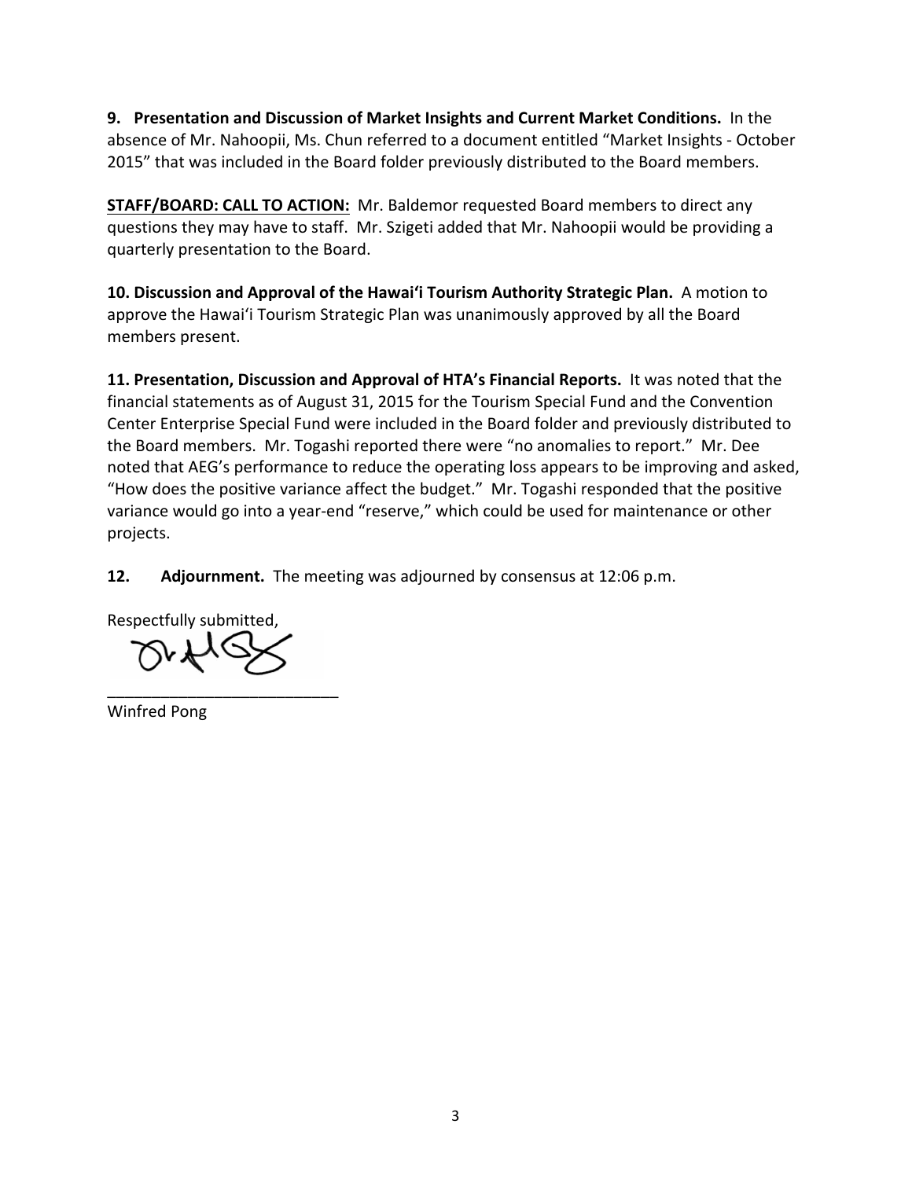**9. Presentation and Discussion of Market Insights and Current Market Conditions.** In the absence of Mr. Nahoopii, Ms. Chun referred to a document entitled "Market Insights - October 2015" that was included in the Board folder previously distributed to the Board members.

**STAFF/BOARD: CALL TO ACTION:** Mr. Baldemor requested Board members to direct any questions they may have to staff. Mr. Szigeti added that Mr. Nahoopii would be providing a quarterly presentation to the Board.

**10. Discussion and Approval of the Hawai'i Tourism Authority Strategic Plan.** A motion to approve the Hawai'i Tourism Strategic Plan was unanimously approved by all the Board members present.

**11. Presentation, Discussion and Approval of HTA's Financial Reports.** It was noted that the financial statements as of August 31, 2015 for the Tourism Special Fund and the Convention Center Enterprise Special Fund were included in the Board folder and previously distributed to the Board members. Mr. Togashi reported there were "no anomalies to report." Mr. Dee noted that AEG's performance to reduce the operating loss appears to be improving and asked, "How does the positive variance affect the budget." Mr. Togashi responded that the positive variance would go into a year-end "reserve," which could be used for maintenance or other projects.

**12. Adjournment.** The meeting was adjourned by consensus at 12:06 p.m.

Respectfully submitted,

\_\_\_\_\_\_\_\_\_\_\_\_\_\_\_\_\_\_\_\_\_\_\_\_\_\_

Winfred Pong